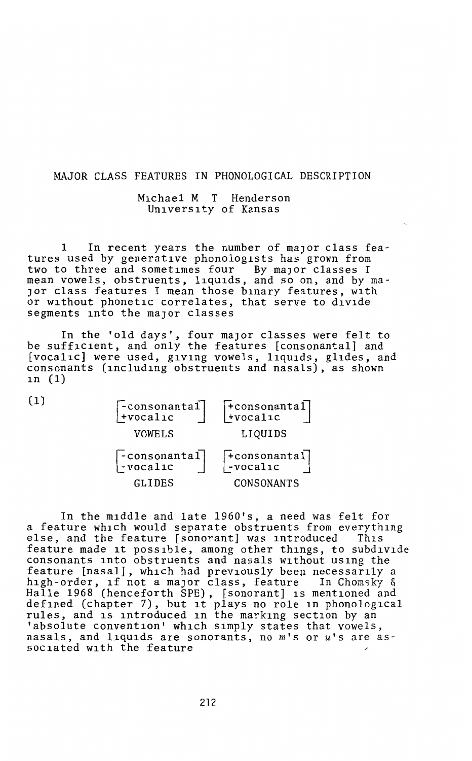# MAJOR CLASS FEATURES IN PHONOLOGICAL DESCRIPTION

Michael M T Henderson
University of Kansas

1 In recent years the number of major class features used by generative phonologists has grown from two to three and sometimes four By major classes I mean vowels, obstruents, liquids, and so on, and by major class features I mean those binary features, with or without phonetic correlates, that serve to divide segments into the major classes

In the 'old days', four major classes were felt to be sufficient, and only the features [consonantal] and [vocalic] were used, giving vowels, liquids, glides, and consonants (including obstruents and nasals), as shown in (1)

(1)

$$\begin{bmatrix}\text{-consonantal}\\ \text{+vocalic}\end{bmatrix} \qquad \begin{bmatrix}\text{+consonantal}\\ \text{+vocalic}\end{bmatrix}$$

| VOWELS | LIQUIDS |
|---|---|

$$\begin{bmatrix}\text{-consonantal}\\ \text{-vocalic}\end{bmatrix} \qquad \begin{bmatrix}\text{+consonantal}\\ \text{-vocalic}\end{bmatrix}$$

| GLIDES | CONSONANTS |
|---|---|

In the middle and late 1960's, a need was felt for a feature which would separate obstruents from everything else, and the feature [sonorant] was introduced This feature made it possible, among other things, to subdivide consonants into obstruents and nasals without using the feature [nasal], which had previously been necessarily a high-order, if not a major class, feature In Chomsky & Halle 1968 (henceforth SPE), [sonorant] is mentioned and defined (chapter 7), but it plays no role in phonological rules, and is introduced in the marking section by an 'absolute convention' which simply states that vowels, nasals, and liquids are sonorants, no *m*'s or *u*'s are associated with the feature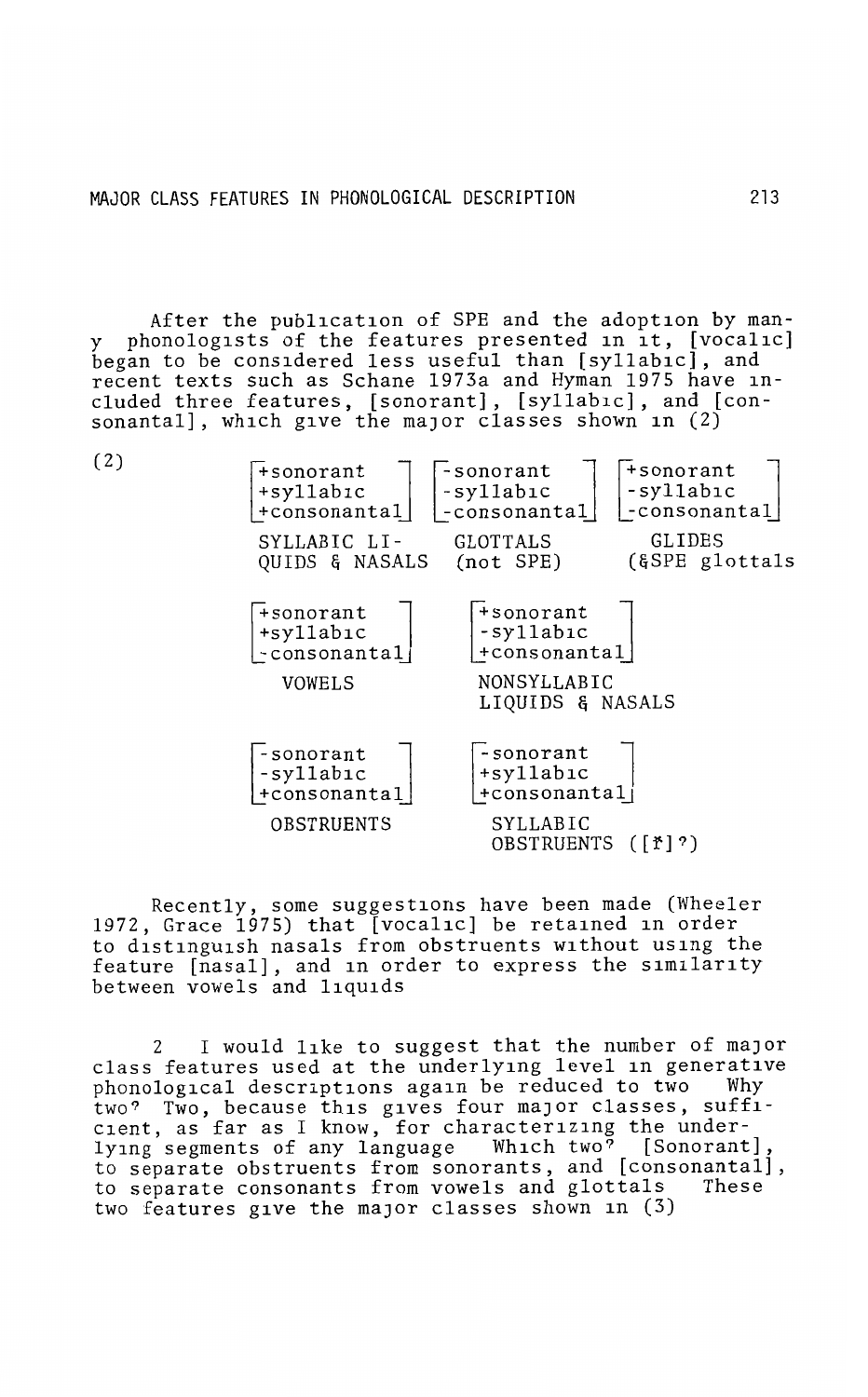After the publication of SPE and the adoption by many phonologists of the features presented in it, [vocalic] began to be considered less useful than [syllabic], and recent texts such as Schane 1973a and Hyman 1975 have included three features, [sonorant], [syllabic], and [consonantal], which give the major classes shown in (2)

(2)

| [+sonorant, +syllabic, +consonantal] | [-sonorant, -syllabic, -consonantal] | [+sonorant, -syllabic, -consonantal] |
|---|---|---|
| SYLLABIC LIQUIDS & NASALS | GLOTTALS (not SPE) | GLIDES (&SPE glottals |
| [+sonorant, +syllabic, -consonantal] | [+sonorant, -syllabic, +consonantal] | |
| VOWELS | NONSYLLABIC LIQUIDS & NASALS | |
| [-sonorant, -syllabic, +consonantal] | [-sonorant, +syllabic, +consonantal] | |
| OBSTRUENTS | SYLLABIC OBSTRUENTS ([ř]?) | |

Recently, some suggestions have been made (Wheeler 1972, Grace 1975) that [vocalic] be retained in order to distinguish nasals from obstruents without using the feature [nasal], and in order to express the similarity between vowels and liquids

2 I would like to suggest that the number of major class features used at the underlying level in generative phonological descriptions again be reduced to two Why two? Two, because this gives four major classes, sufficient, as far as I know, for characterizing the underlying segments of any language Which two? [Sonorant], to separate obstruents from sonorants, and [consonantal], to separate consonants from vowels and glottals These two features give the major classes shown in (3)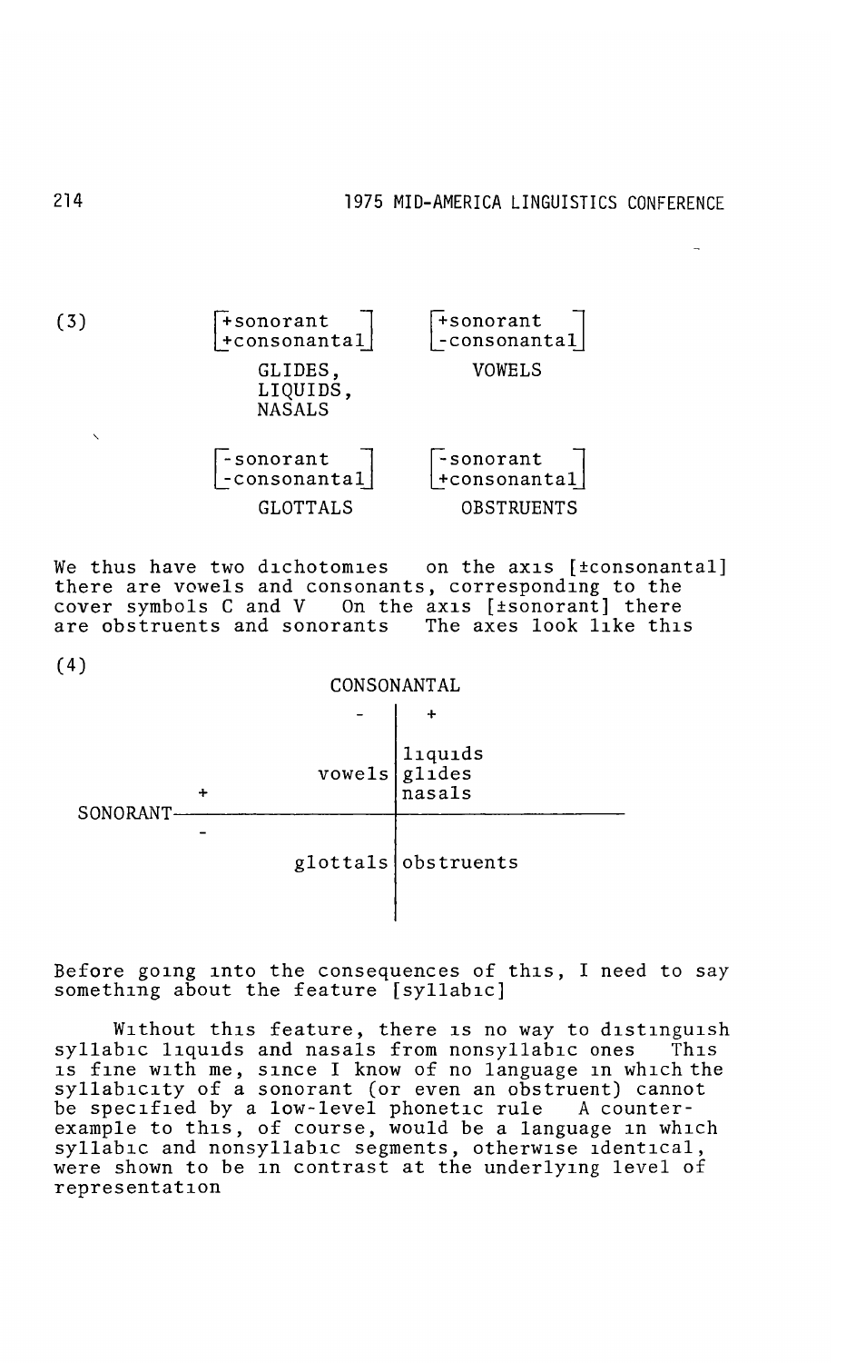(3)

| $\begin{bmatrix}\text{+sonorant} \\ \text{+consonantal}\end{bmatrix}$ | $\begin{bmatrix}\text{+sonorant} \\ \text{-consonantal}\end{bmatrix}$ |
|---|---|
| GLIDES, LIQUIDS, NASALS | VOWELS |
| $\begin{bmatrix}\text{-sonorant} \\ \text{-consonantal}\end{bmatrix}$ | $\begin{bmatrix}\text{-sonorant} \\ \text{+consonantal}\end{bmatrix}$ |
| GLOTTALS | OBSTRUENTS |

We thus have two dichotomies on the axis [±consonantal] there are vowels and consonants, corresponding to the cover symbols C and V On the axis [±sonorant] there are obstruents and sonorants The axes look like this

(4)

| | | CONSONANTAL - | CONSONANTAL + |
|---|---|---|---|
| SONORANT | + | vowels | liquids glides nasals |
| SONORANT | - | glottals | obstruents |

Before going into the consequences of this, I need to say something about the feature [syllabic]

Without this feature, there is no way to distinguish syllabic liquids and nasals from nonsyllabic ones This is fine with me, since I know of no language in which the syllabicity of a sonorant (or even an obstruent) cannot be specified by a low-level phonetic rule A counter-example to this, of course, would be a language in which syllabic and nonsyllabic segments, otherwise identical, were shown to be in contrast at the underlying level of representation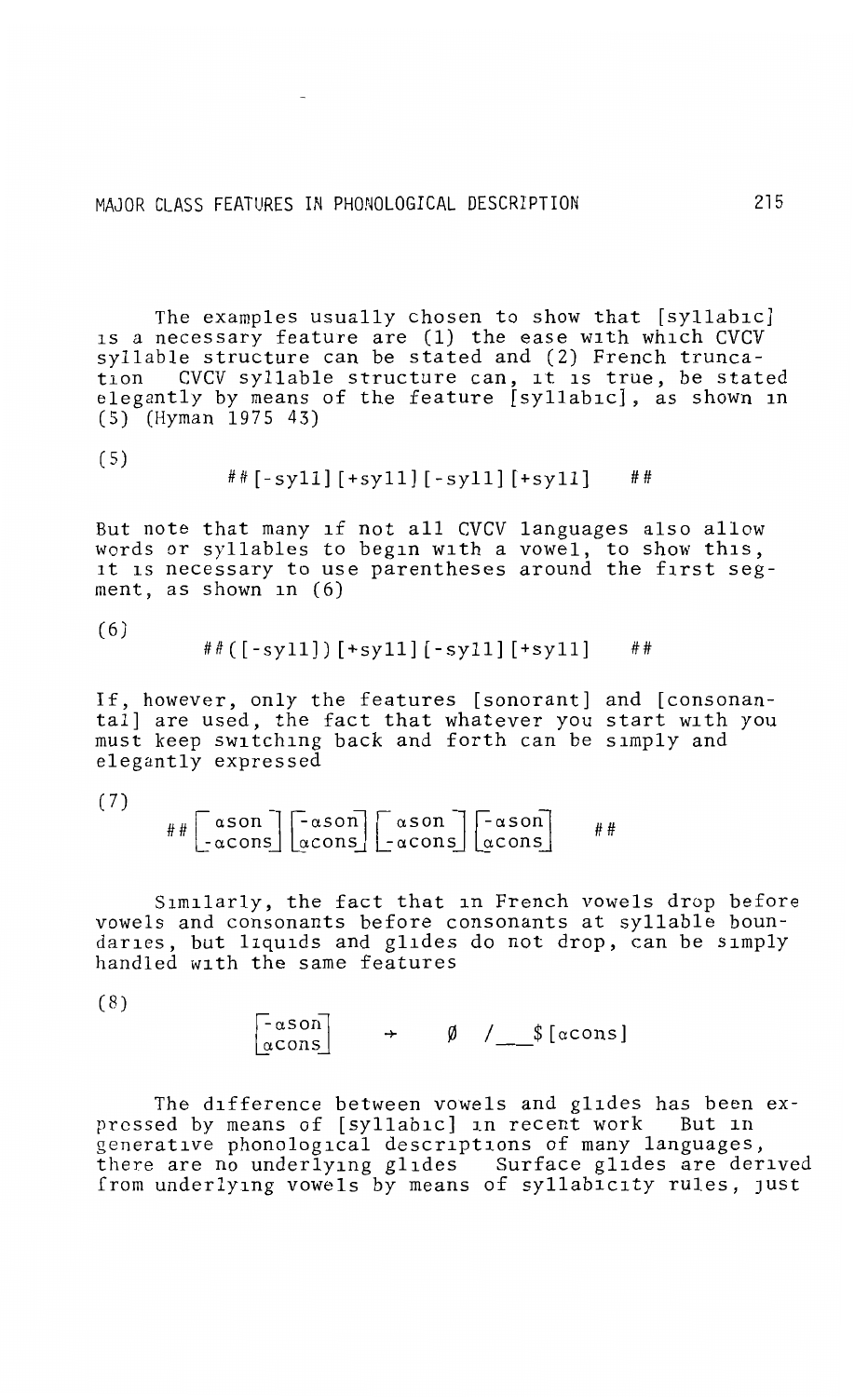The examples usually chosen to show that [syllabic] is a necessary feature are (1) the ease with which CVCV syllable structure can be stated and (2) French truncation. CVCV syllable structure can, it is true, be stated elegantly by means of the feature [syllabic], as shown in (5) (Hyman 1975: 43).

(5)

$$\#\#[-\text{syll}][+\text{syll}][-\text{syll}][+\text{syll}]\quad\#\#$$

But note that many if not all CVCV languages also allow words or syllables to begin with a vowel; to show this, it is necessary to use parentheses around the first segment, as shown in (6).

(6)

$$\#\#([-\text{syll}])[+\text{syll}][-\text{syll}][+\text{syll}]\quad\#\#$$

If, however, only the features [sonorant] and [consonantal] are used, the fact that whatever you start with you must keep switching back and forth can be simply and elegantly expressed.

(7)

$$\#\#\begin{bmatrix}\alpha\text{son}\\-\alpha\text{cons}\end{bmatrix}\begin{bmatrix}-\alpha\text{son}\\\alpha\text{cons}\end{bmatrix}\begin{bmatrix}\alpha\text{son}\\-\alpha\text{cons}\end{bmatrix}\begin{bmatrix}-\alpha\text{son}\\\alpha\text{cons}\end{bmatrix}\quad\#\#$$

Similarly, the fact that in French vowels drop before vowels and consonants before consonants at syllable boundaries, but liquids and glides do not drop, can be simply handled with the same features.

(8)

$$\begin{bmatrix}-\alpha\text{son}\\\alpha\text{cons}\end{bmatrix}\rightarrow\emptyset\ /\ \_\_\$[\alpha\text{cons}]$$

The difference between vowels and glides has been expressed by means of [syllabic] in recent work. But in generative phonological descriptions of many languages, there are no underlying glides. Surface glides are derived from underlying vowels by means of syllabicity rules, just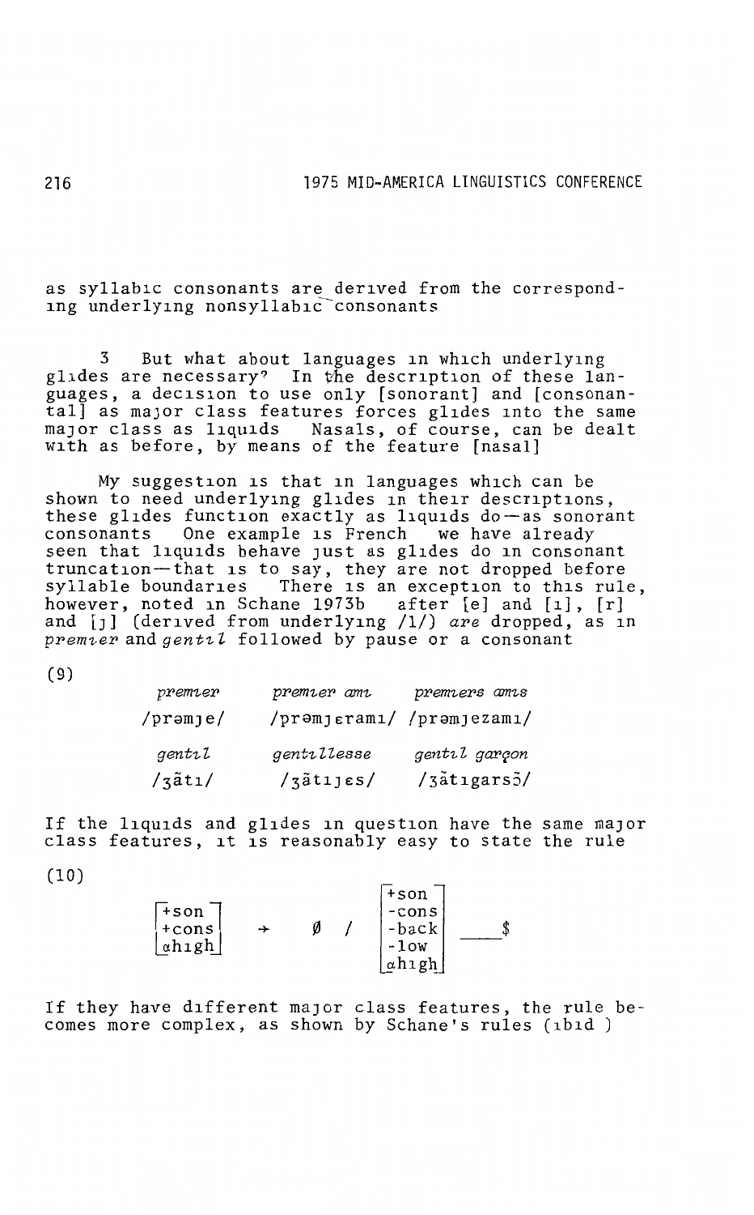as syllabic consonants are derived from the corresponding underlying nonsyllabic consonants

3 But what about languages in which underlying glides are necessary? In the description of these languages, a decision to use only [sonorant] and [consonantal] as major class features forces glides into the same major class as liquids Nasals, of course, can be dealt with as before, by means of the feature [nasal]

My suggestion is that in languages which can be shown to need underlying glides in their descriptions, these glides function exactly as liquids do—as sonorant consonants One example is French we have already seen that liquids behave just as glides do in consonant truncation—that is to say, they are not dropped before syllable boundaries There is an exception to this rule, however, noted in Schane 1973b after [e] and [i], [r] and [j] (derived from underlying /l/) *are* dropped, as in *premier* and *gentil* followed by pause or a consonant

(9)

| *premier* | *premier ami* | *premiers amis* |
|---|---|---|
| /prəmje/ | /prəmjɛrami/ | /prəmjezami/ |
| *gentil* | *gentillesse* | *gentil garçon* |
| /ʒãti/ | /ʒãtijɛs/ | /ʒãtigarsɔ̃/ |

If the liquids and glides in question have the same major class features, it is reasonably easy to state the rule

(10)

$$\begin{bmatrix} +\text{son} \\ +\text{cons} \\ \alpha\text{high} \end{bmatrix} \rightarrow \emptyset \ / \ \begin{bmatrix} +\text{son} \\ -\text{cons} \\ -\text{back} \\ -\text{low} \\ \alpha\text{high} \end{bmatrix} \ \_\_\_\ \$$$

If they have different major class features, the rule becomes more complex, as shown by Schane's rules (ibid )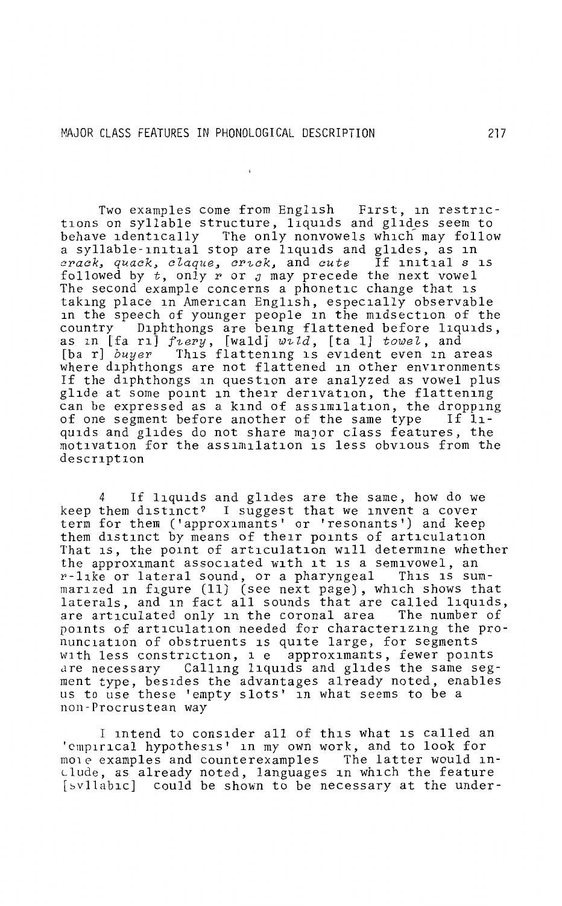Two examples come from English. First, in restrictions on syllable structure, liquids and glides seem to behave identically. The only nonvowels which may follow a syllable-initial stop are liquids and glides, as in *crack, quack, claque, crick*, and *cute*. If initial *s* is followed by *t*, only *r* or *j* may precede the next vowel. The second example concerns a phonetic change that is taking place in American English, especially observable in the speech of younger people in the midsection of the country. Diphthongs are being flattened before liquids, as in [fa ri] *fiery*, [wald] *wild*, [ta l] *towel*, and [ba r] *buyer*. This flattening is evident even in areas where diphthongs are not flattened in other environments. If the diphthongs in question are analyzed as vowel plus glide at some point in their derivation, the flattening can be expressed as a kind of assimilation, the dropping of one segment before another of the same type. If liquids and glides do not share major class features, the motivation for the assimilation is less obvious from the description.

4. If liquids and glides are the same, how do we keep them distinct? I suggest that we invent a cover term for them ('approximants' or 'resonants') and keep them distinct by means of their points of articulation. That is, the point of articulation will determine whether the approximant associated with it is a semivowel, an *r*-like or lateral sound, or a pharyngeal. This is summarized in figure (11) (see next page), which shows that laterals, and in fact all sounds that are called liquids, are articulated only in the coronal area. The number of points of articulation needed for characterizing the pronunciation of obstruents is quite large, for segments with less constriction, i.e. approximants, fewer points are necessary. Calling liquids and glides the same segment type, besides the advantages already noted, enables us to use these 'empty slots' in what seems to be a non-Procrustean way.

I intend to consider all of this what is called an 'empirical hypothesis' in my own work, and to look for more examples and counterexamples. The latter would include, as already noted, languages in which the feature [syllabic] could be shown to be necessary at the under-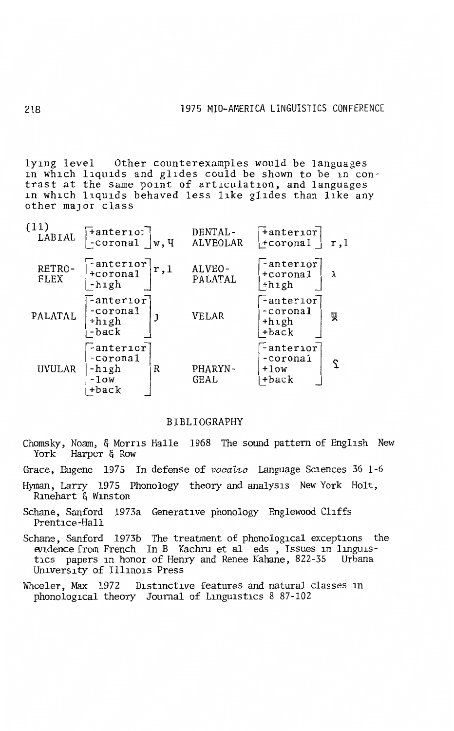lying level Other counterexamples would be languages in which liquids and glides could be shown to be in contrast at the same point of articulation, and languages in which liquids behaved less like glides than like any other major class

(11)

| | | | | | |
|---|---|---|---|---|---|
| LABIAL | [+anterior, -coronal] | w, ɥ | DENTAL-ALVEOLAR | [+anterior, +coronal] | r, l |
| RETRO-FLEX | [-anterior, +coronal, -high] | r, l | ALVEO-PALATAL | [-anterior, +coronal, +high] | λ |
| PALATAL | [-anterior, -coronal, +high, -back] | j | VELAR | [-anterior, -coronal, +high, +back] | ɰ̂ |
| UVULAR | [-anterior, -coronal, -high, -low, +back] | R | PHARYN-GEAL | [-anterior, -coronal, +low, +back] | ʕ |

## BIBLIOGRAPHY

Chomsky, Noam, & Morris Halle 1968 The sound pattern of English New York Harper & Row

Grace, Eugene 1975 In defense of *vocalic* Language Sciences 36 1-6

Hyman, Larry 1975 Phonology theory and analysis New York Holt, Rinehart & Winston

Schane, Sanford 1973a Generative phonology Englewood Cliffs Prentice-Hall

Schane, Sanford 1973b The treatment of phonological exceptions the evidence from French In B Kachru et al eds , Issues in linguistics papers in honor of Henry and Renee Kahane, 822-35 Urbana University of Illinois Press

Wheeler, Max 1972 Distinctive features and natural classes in phonological theory Journal of Linguistics 8 87-102